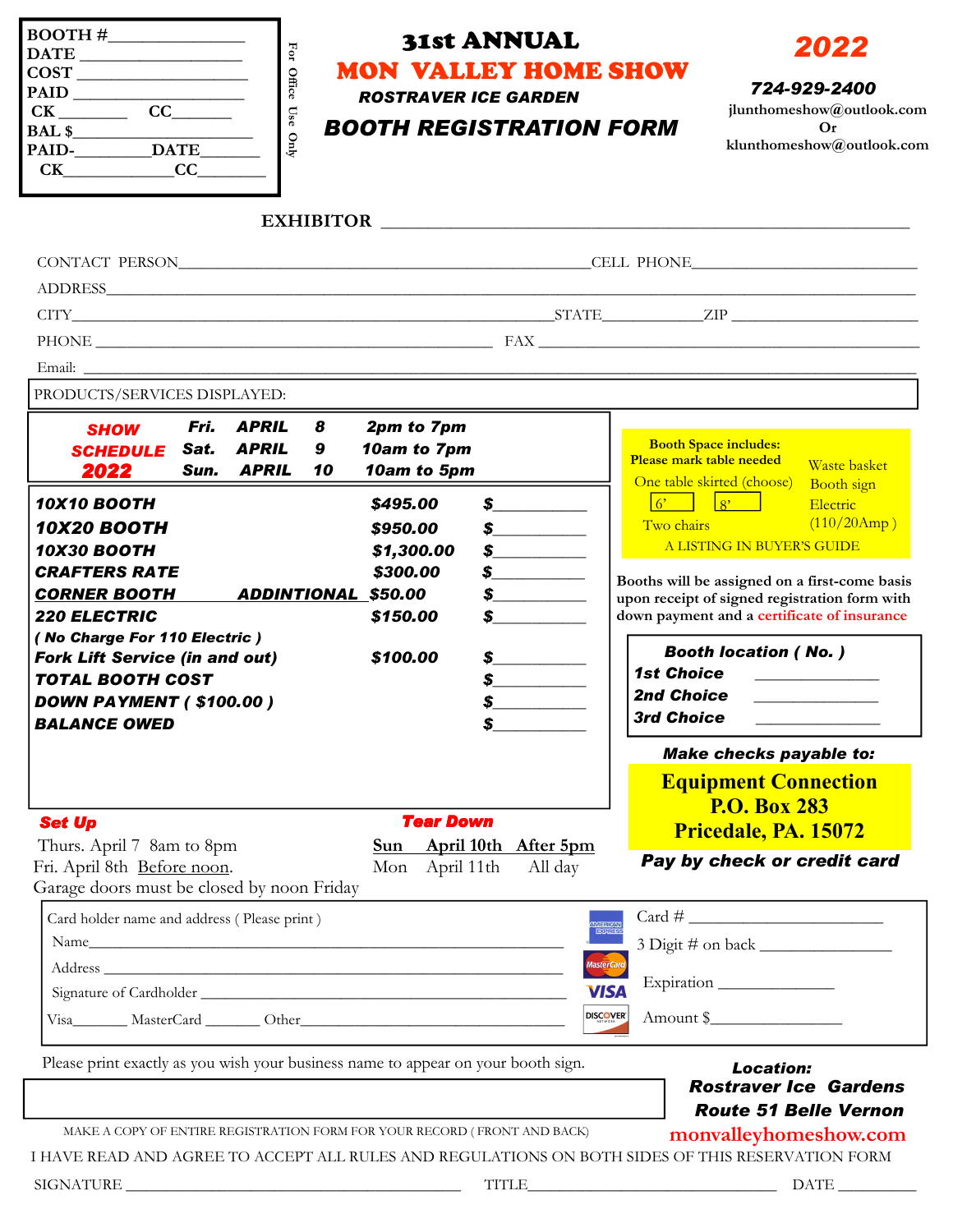**For Office Use Only**

BOOTH # ______________
DATE ______________
COST ______________
PAID ______________
CK ________ CC ________
BAL $ ______________
PAID- ________ DATE ________
CK ____________ CC ________

# 31st ANNUAL
# MON VALLEY HOME SHOW

**ROSTRAVER ICE GARDEN**

## BOOTH REGISTRATION FORM

**2022**

**724-929-2400**
jlunthomeshow@outlook.com
Or
klunthomeshow@outlook.com

EXHIBITOR ______________________________________________

CONTACT PERSON ______________________________________ CELL PHONE ______________________

ADDRESS ______________________________________________________________________

CITY ______________________________________ STATE __________ ZIP ______________

PHONE ______________________________________ FAX ______________________________

Email: ______________________________________________________________________

PRODUCTS/SERVICES DISPLAYED:

**SHOW SCHEDULE 2022**

| | | | |
|---|---|---|---|
| Fri. | APRIL | 8 | 2pm to 7pm |
| Sat. | APRIL | 9 | 10am to 7pm |
| Sun. | APRIL | 10 | 10am to 5pm |

| Item | Price | Amount |
|---|---|---|
| **10X10 BOOTH** | **$495.00** | $__________ |
| **10X20 BOOTH** | **$950.00** | $__________ |
| **10X30 BOOTH** | **$1,300.00** | $__________ |
| **CRAFTERS RATE** | **$300.00** | $__________ |
| **CORNER BOOTH ADDINTIONAL** | **$50.00** | $__________ |
| **220 ELECTRIC** | **$150.00** | $__________ |
| ***( No Charge For 110 Electric )*** | | |
| **Fork Lift Service (in and out)** | **$100.00** | $__________ |
| **TOTAL BOOTH COST** | | $__________ |
| **DOWN PAYMENT ( $100.00 )** | | $__________ |
| **BALANCE OWED** | | $__________ |

**Booth Space includes:**
**Please mark table needed**

One table skirted (choose) [ 6' ] [ 8' ]
Two chairs
Waste basket
Booth sign
Electric (110/20Amp )
A LISTING IN BUYER'S GUIDE

**Booths will be assigned on a first-come basis upon receipt of signed registration form with down payment and a certificate of insurance**

***Booth location ( No. )***

***1st Choice*** ______________
***2nd Choice*** ______________
***3rd Choice*** ______________

***Make checks payable to:***

**Equipment Connection**
**P.O. Box 283**
**Pricedale, PA. 15072**

***Pay by check or credit card***

***Set Up***

Thurs. April 7 8am to 8pm
Fri. April 8th Before noon.
Garage doors must be closed by noon Friday

***Tear Down***

Sun April 10th After 5pm
Mon April 11th All day

Card holder name and address ( Please print )
Name ______________________________________________
Address ______________________________________________
Signature of Cardholder ______________________________________
Visa ______ MasterCard ______ Other ______________________________

Card # ______________________
3 Digit # on back ______________
Expiration ______________
Amount $ ______________

Please print exactly as you wish your business name to appear on your booth sign.

***Location:***
***Rostraver Ice Gardens***
***Route 51 Belle Vernon***
**monvalleyhomeshow.com**

MAKE A COPY OF ENTIRE REGISTRATION FORM FOR YOUR RECORD ( FRONT AND BACK)

I HAVE READ AND AGREE TO ACCEPT ALL RULES AND REGULATIONS ON BOTH SIDES OF THIS RESERVATION FORM

SIGNATURE ______________________________ TITLE ______________________ DATE __________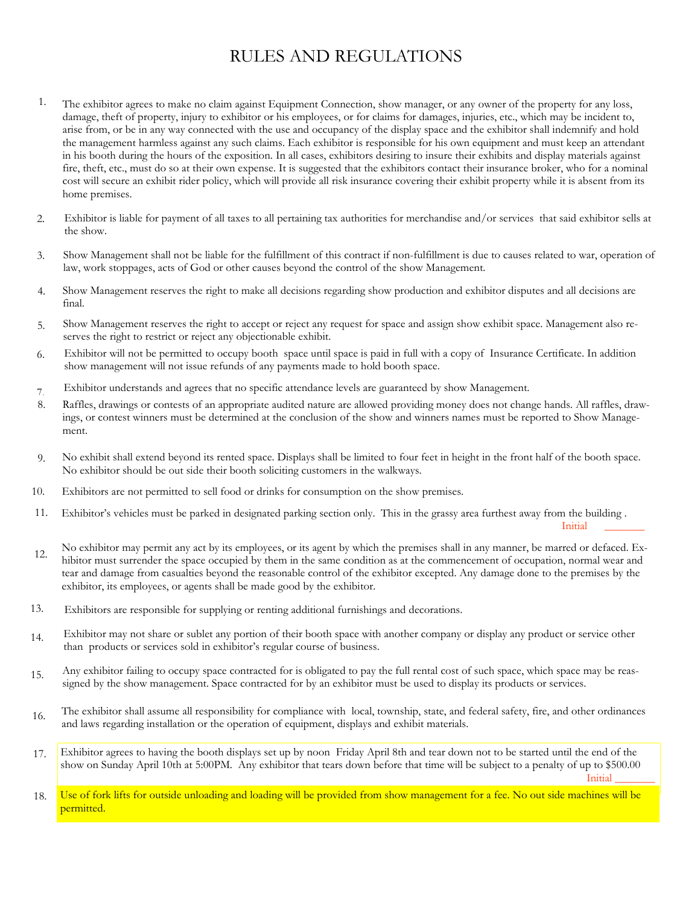# RULES AND REGULATIONS

1. The exhibitor agrees to make no claim against Equipment Connection, show manager, or any owner of the property for any loss, damage, theft of property, injury to exhibitor or his employees, or for claims for damages, injuries, etc., which may be incident to, arise from, or be in any way connected with the use and occupancy of the display space and the exhibitor shall indemnify and hold the management harmless against any such claims. Each exhibitor is responsible for his own equipment and must keep an attendant in his booth during the hours of the exposition. In all cases, exhibitors desiring to insure their exhibits and display materials against fire, theft, etc., must do so at their own expense. It is suggested that the exhibitors contact their insurance broker, who for a nominal cost will secure an exhibit rider policy, which will provide all risk insurance covering their exhibit property while it is absent from its home premises.

2. Exhibitor is liable for payment of all taxes to all pertaining tax authorities for merchandise and/or services that said exhibitor sells at the show.

3. Show Management shall not be liable for the fulfillment of this contract if non-fulfillment is due to causes related to war, operation of law, work stoppages, acts of God or other causes beyond the control of the show Management.

4. Show Management reserves the right to make all decisions regarding show production and exhibitor disputes and all decisions are final.

5. Show Management reserves the right to accept or reject any request for space and assign show exhibit space. Management also reserves the right to restrict or reject any objectionable exhibit.

6. Exhibitor will not be permitted to occupy booth space until space is paid in full with a copy of Insurance Certificate. In addition show management will not issue refunds of any payments made to hold booth space.

7. Exhibitor understands and agrees that no specific attendance levels are guaranteed by show Management.

8. Raffles, drawings or contests of an appropriate audited nature are allowed providing money does not change hands. All raffles, drawings, or contest winners must be determined at the conclusion of the show and winners names must be reported to Show Management.

9. No exhibit shall extend beyond its rented space. Displays shall be limited to four feet in height in the front half of the booth space. No exhibitor should be out side their booth soliciting customers in the walkways.

10. Exhibitors are not permitted to sell food or drinks for consumption on the show premises.

11. Exhibitor's vehicles must be parked in designated parking section only. This in the grassy area furthest away from the building .

    Initial _______

12. No exhibitor may permit any act by its employees, or its agent by which the premises shall in any manner, be marred or defaced. Exhibitor must surrender the space occupied by them in the same condition as at the commencement of occupation, normal wear and tear and damage from casualties beyond the reasonable control of the exhibitor excepted. Any damage done to the premises by the exhibitor, its employees, or agents shall be made good by the exhibitor.

13. Exhibitors are responsible for supplying or renting additional furnishings and decorations.

14. Exhibitor may not share or sublet any portion of their booth space with another company or display any product or service other than products or services sold in exhibitor's regular course of business.

15. Any exhibitor failing to occupy space contracted for is obligated to pay the full rental cost of such space, which space may be reassigned by the show management. Space contracted for by an exhibitor must be used to display its products or services.

16. The exhibitor shall assume all responsibility for compliance with local, township, state, and federal safety, fire, and other ordinances and laws regarding installation or the operation of equipment, displays and exhibit materials.

17. Exhibitor agrees to having the booth displays set up by noon Friday April 8th and tear down not to be started until the end of the show on Sunday April 10th at 5:00PM. Any exhibitor that tears down before that time will be subject to a penalty of up to $500.00

    Initial _______

18. Use of fork lifts for outside unloading and loading will be provided from show management for a fee. No out side machines will be permitted.